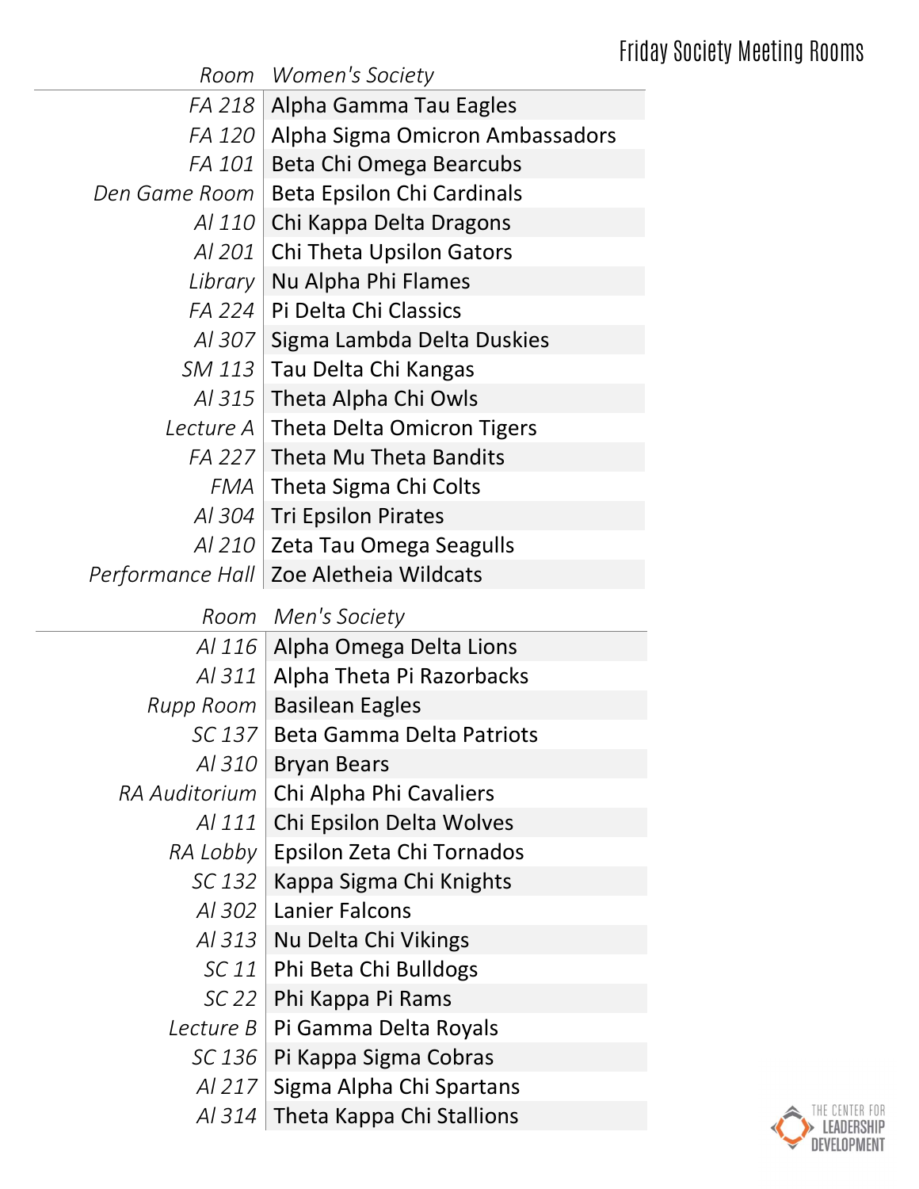# Friday Society Meeting Rooms

| Room | Women's Society |
|---|---|
| FA 218 | Alpha Gamma Tau Eagles |
| FA 120 | Alpha Sigma Omicron Ambassadors |
| FA 101 | Beta Chi Omega Bearcubs |
| Den Game Room | Beta Epsilon Chi Cardinals |
| Al 110 | Chi Kappa Delta Dragons |
| Al 201 | Chi Theta Upsilon Gators |
| Library | Nu Alpha Phi Flames |
| FA 224 | Pi Delta Chi Classics |
| Al 307 | Sigma Lambda Delta Duskies |
| SM 113 | Tau Delta Chi Kangas |
| Al 315 | Theta Alpha Chi Owls |
| Lecture A | Theta Delta Omicron Tigers |
| FA 227 | Theta Mu Theta Bandits |
| FMA | Theta Sigma Chi Colts |
| Al 304 | Tri Epsilon Pirates |
| Al 210 | Zeta Tau Omega Seagulls |
| Performance Hall | Zoe Aletheia Wildcats |

| Room | Men's Society |
|---|---|
| Al 116 | Alpha Omega Delta Lions |
| Al 311 | Alpha Theta Pi Razorbacks |
| Rupp Room | Basilean Eagles |
| SC 137 | Beta Gamma Delta Patriots |
| Al 310 | Bryan Bears |
| RA Auditorium | Chi Alpha Phi Cavaliers |
| Al 111 | Chi Epsilon Delta Wolves |
| RA Lobby | Epsilon Zeta Chi Tornados |
| SC 132 | Kappa Sigma Chi Knights |
| Al 302 | Lanier Falcons |
| Al 313 | Nu Delta Chi Vikings |
| SC 11 | Phi Beta Chi Bulldogs |
| SC 22 | Phi Kappa Pi Rams |
| Lecture B | Pi Gamma Delta Royals |
| SC 136 | Pi Kappa Sigma Cobras |
| Al 217 | Sigma Alpha Chi Spartans |
| Al 314 | Theta Kappa Chi Stallions |

THE CENTER FOR LEADERSHIP DEVELOPMENT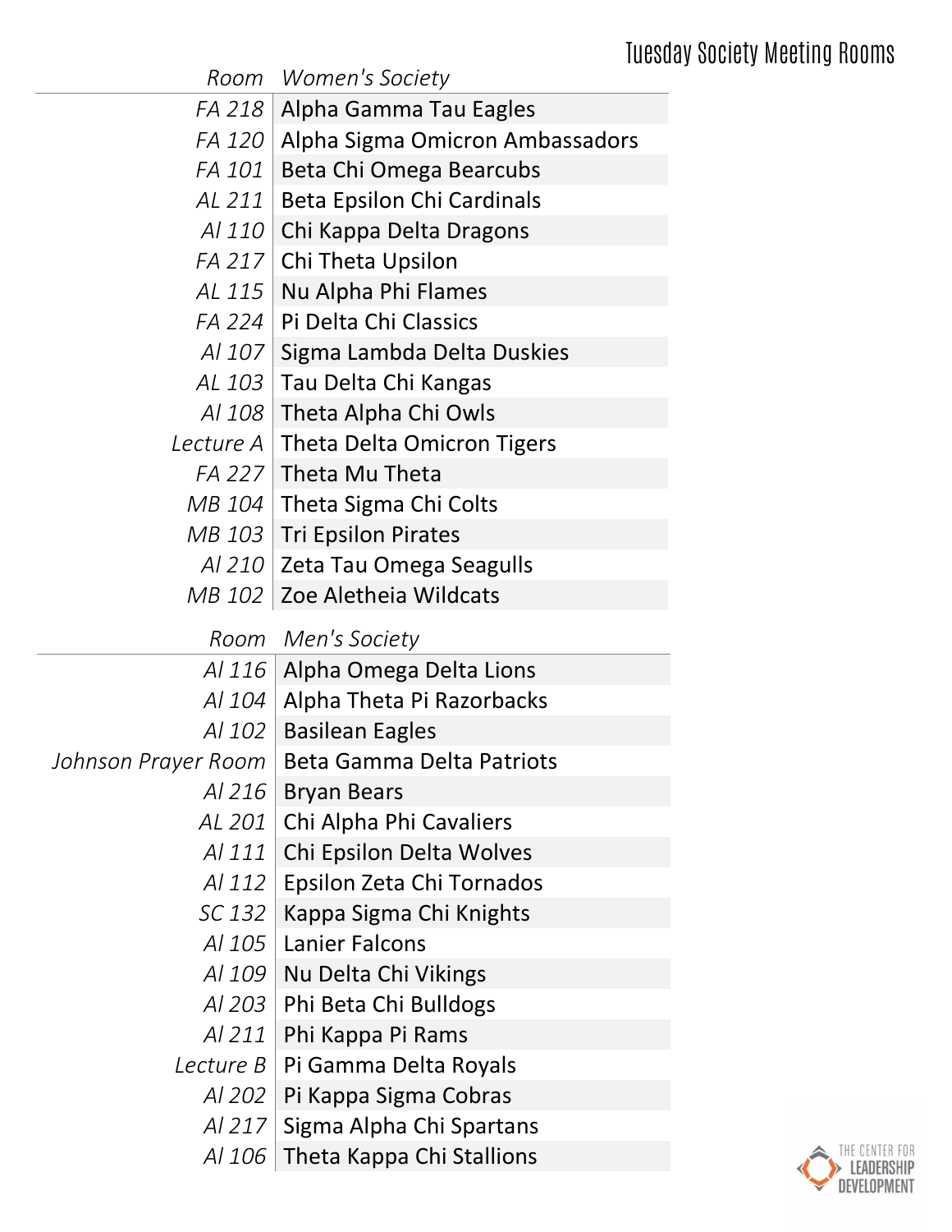# Tuesday Society Meeting Rooms

| Room | Women's Society |
|---|---|
| FA 218 | Alpha Gamma Tau Eagles |
| FA 120 | Alpha Sigma Omicron Ambassadors |
| FA 101 | Beta Chi Omega Bearcubs |
| AL 211 | Beta Epsilon Chi Cardinals |
| Al 110 | Chi Kappa Delta Dragons |
| FA 217 | Chi Theta Upsilon |
| AL 115 | Nu Alpha Phi Flames |
| FA 224 | Pi Delta Chi Classics |
| Al 107 | Sigma Lambda Delta Duskies |
| AL 103 | Tau Delta Chi Kangas |
| Al 108 | Theta Alpha Chi Owls |
| Lecture A | Theta Delta Omicron Tigers |
| FA 227 | Theta Mu Theta |
| MB 104 | Theta Sigma Chi Colts |
| MB 103 | Tri Epsilon Pirates |
| Al 210 | Zeta Tau Omega Seagulls |
| MB 102 | Zoe Aletheia Wildcats |

| Room | Men's Society |
|---|---|
| Al 116 | Alpha Omega Delta Lions |
| Al 104 | Alpha Theta Pi Razorbacks |
| Al 102 | Basilean Eagles |
| Johnson Prayer Room | Beta Gamma Delta Patriots |
| Al 216 | Bryan Bears |
| AL 201 | Chi Alpha Phi Cavaliers |
| Al 111 | Chi Epsilon Delta Wolves |
| Al 112 | Epsilon Zeta Chi Tornados |
| SC 132 | Kappa Sigma Chi Knights |
| Al 105 | Lanier Falcons |
| Al 109 | Nu Delta Chi Vikings |
| Al 203 | Phi Beta Chi Bulldogs |
| Al 211 | Phi Kappa Pi Rams |
| Lecture B | Pi Gamma Delta Royals |
| Al 202 | Pi Kappa Sigma Cobras |
| Al 217 | Sigma Alpha Chi Spartans |
| Al 106 | Theta Kappa Chi Stallions |

THE CENTER FOR LEADERSHIP DEVELOPMENT